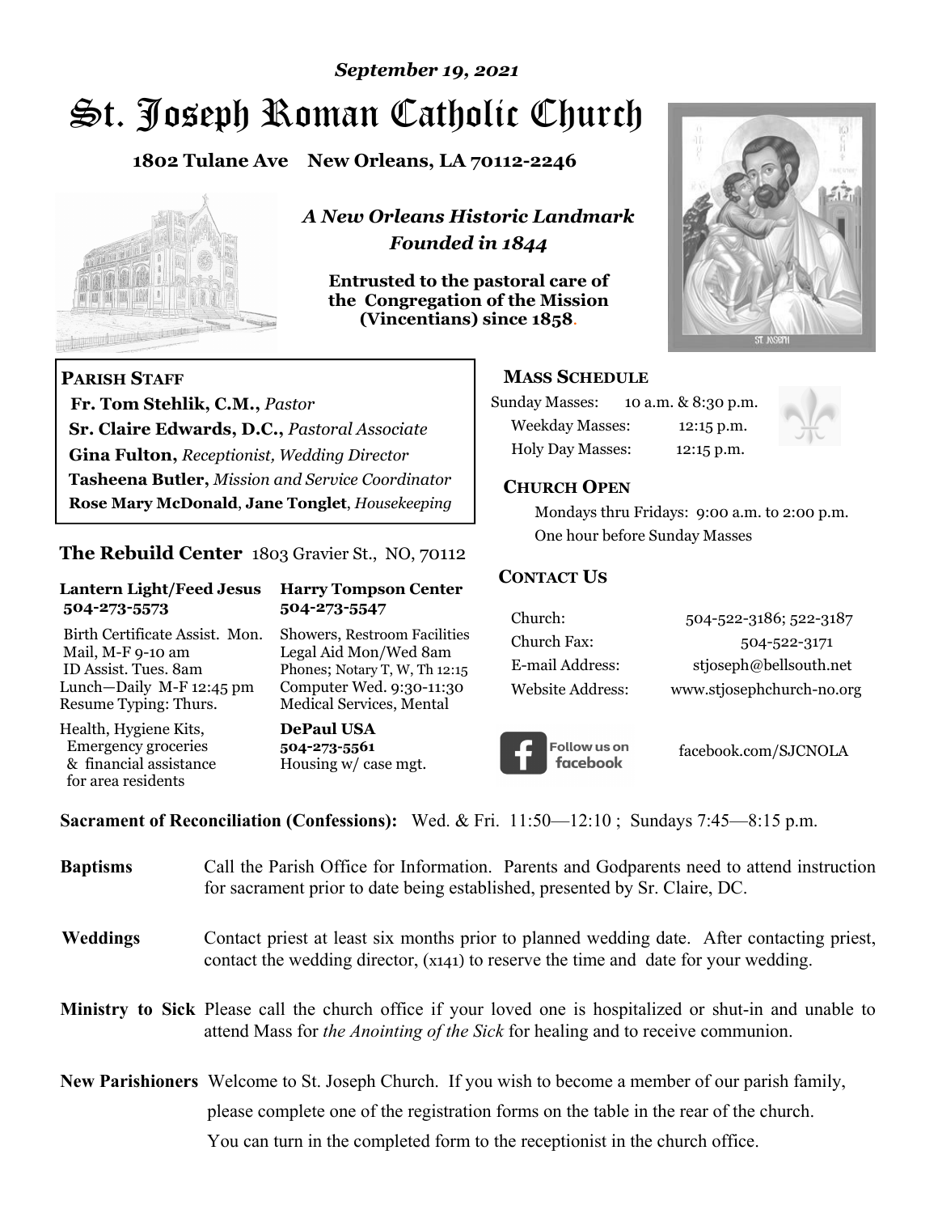*September 19, 2021*

# St. Joseph Roman Catholic Church

**1802 Tulane Ave New Orleans, LA 70112-2246**

***A New Orleans Historic Landmark***
***Founded in 1844***

**Entrusted to the pastoral care of the Congregation of the Mission (Vincentians) since 1858.**

**PARISH STAFF**

- **Fr. Tom Stehlik, C.M.,** *Pastor*
- **Sr. Claire Edwards, D.C.,** *Pastoral Associate*
- **Gina Fulton,** *Receptionist, Wedding Director*
- **Tasheena Butler,** *Mission and Service Coordinator*
- **Rose Mary McDonald**, **Jane Tonglet**, *Housekeeping*

**The Rebuild Center** 1803 Gravier St., NO, 70112

| **Lantern Light/Feed Jesus 504-273-5573** | **Harry Tompson Center 504-273-5547** |
|---|---|
| Birth Certificate Assist. Mon. Mail, M-F 9-10 am ID Assist. Tues. 8am Lunch—Daily M-F 12:45 pm Resume Typing: Thurs. | Showers, Restroom Facilities Legal Aid Mon/Wed 8am Phones; Notary T, W, Th 12:15 Computer Wed. 9:30-11:30 Medical Services, Mental |
| Health, Hygiene Kits, Emergency groceries & financial assistance for area residents | **DePaul USA 504-273-5561** Housing w/ case mgt. |

**MASS SCHEDULE**

| | |
|---|---|
| Sunday Masses: | 10 a.m. & 8:30 p.m. |
| Weekday Masses: | 12:15 p.m. |
| Holy Day Masses: | 12:15 p.m. |

**CHURCH OPEN**

Mondays thru Fridays: 9:00 a.m. to 2:00 p.m.
One hour before Sunday Masses

**CONTACT US**

| | |
|---|---|
| Church: | 504-522-3186; 522-3187 |
| Church Fax: | 504-522-3171 |
| E-mail Address: | stjoseph@bellsouth.net |
| Website Address: | www.stjosephchurch-no.org |

Follow us on facebook — facebook.com/SJCNOLA

**Sacrament of Reconciliation (Confessions):** Wed. & Fri. 11:50—12:10 ; Sundays 7:45—8:15 p.m.

**Baptisms** Call the Parish Office for Information. Parents and Godparents need to attend instruction for sacrament prior to date being established, presented by Sr. Claire, DC.

**Weddings** Contact priest at least six months prior to planned wedding date. After contacting priest, contact the wedding director, (x141) to reserve the time and date for your wedding.

**Ministry to Sick** Please call the church office if your loved one is hospitalized or shut-in and unable to attend Mass for *the Anointing of the Sick* for healing and to receive communion.

**New Parishioners** Welcome to St. Joseph Church. If you wish to become a member of our parish family, please complete one of the registration forms on the table in the rear of the church. You can turn in the completed form to the receptionist in the church office.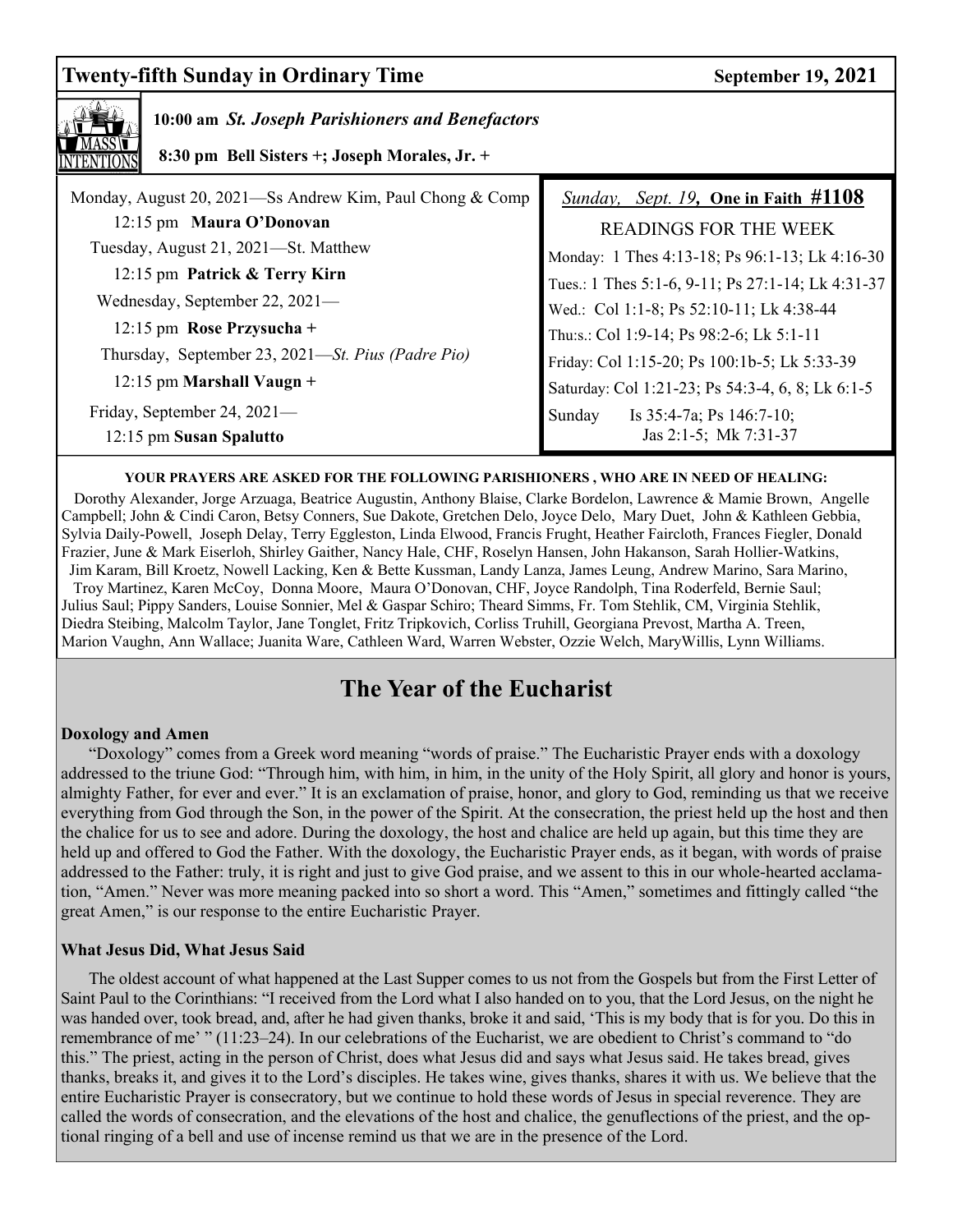## Twenty-fifth Sunday in Ordinary Time — September 19, 2021

**10:00 am** ***St. Joseph Parishioners and Benefactors***

**8:30 pm Bell Sisters +; Joseph Morales, Jr. +**

Monday, August 20, 2021—Ss Andrew Kim, Paul Chong & Comp
12:15 pm **Maura O'Donovan**

Tuesday, August 21, 2021—St. Matthew
12:15 pm **Patrick & Terry Kirn**

Wednesday, September 22, 2021—
12:15 pm **Rose Przysucha +**

Thursday, September 23, 2021—*St. Pius (Padre Pio)*
12:15 pm **Marshall Vaugn +**

Friday, September 24, 2021—
12:15 pm **Susan Spalutto**

*Sunday, Sept. 19,* **One in Faith #1108**

READINGS FOR THE WEEK

Monday: 1 Thes 4:13-18; Ps 96:1-13; Lk 4:16-30
Tues.: 1 Thes 5:1-6, 9-11; Ps 27:1-14; Lk 4:31-37
Wed.: Col 1:1-8; Ps 52:10-11; Lk 4:38-44
Thu:s.: Col 1:9-14; Ps 98:2-6; Lk 5:1-11
Friday: Col 1:15-20; Ps 100:1b-5; Lk 5:33-39
Saturday: Col 1:21-23; Ps 54:3-4, 6, 8; Lk 6:1-5
Sunday Is 35:4-7a; Ps 146:7-10; Jas 2:1-5; Mk 7:31-37

**YOUR PRAYERS ARE ASKED FOR THE FOLLOWING PARISHIONERS , WHO ARE IN NEED OF HEALING:**

Dorothy Alexander, Jorge Arzuaga, Beatrice Augustin, Anthony Blaise, Clarke Bordelon, Lawrence & Mamie Brown, Angelle Campbell; John & Cindi Caron, Betsy Conners, Sue Dakote, Gretchen Delo, Joyce Delo, Mary Duet, John & Kathleen Gebbia, Sylvia Daily-Powell, Joseph Delay, Terry Eggleston, Linda Elwood, Francis Frught, Heather Faircloth, Frances Fiegler, Donald Frazier, June & Mark Eiserloh, Shirley Gaither, Nancy Hale, CHF, Roselyn Hansen, John Hakanson, Sarah Hollier-Watkins, Jim Karam, Bill Kroetz, Nowell Lacking, Ken & Bette Kussman, Landy Lanza, James Leung, Andrew Marino, Sara Marino, Troy Martinez, Karen McCoy, Donna Moore, Maura O'Donovan, CHF, Joyce Randolph, Tina Roderfeld, Bernie Saul; Julius Saul; Pippy Sanders, Louise Sonnier, Mel & Gaspar Schiro; Theard Simms, Fr. Tom Stehlik, CM, Virginia Stehlik, Diedra Steibing, Malcolm Taylor, Jane Tonglet, Fritz Tripkovich, Corliss Truhill, Georgiana Prevost, Martha A. Treen, Marion Vaughn, Ann Wallace; Juanita Ware, Cathleen Ward, Warren Webster, Ozzie Welch, MaryWillis, Lynn Williams.

# The Year of the Eucharist

**Doxology and Amen**

"Doxology" comes from a Greek word meaning "words of praise." The Eucharistic Prayer ends with a doxology addressed to the triune God: "Through him, with him, in him, in the unity of the Holy Spirit, all glory and honor is yours, almighty Father, for ever and ever." It is an exclamation of praise, honor, and glory to God, reminding us that we receive everything from God through the Son, in the power of the Spirit. At the consecration, the priest held up the host and then the chalice for us to see and adore. During the doxology, the host and chalice are held up again, but this time they are held up and offered to God the Father. With the doxology, the Eucharistic Prayer ends, as it began, with words of praise addressed to the Father: truly, it is right and just to give God praise, and we assent to this in our whole-hearted acclamation, "Amen." Never was more meaning packed into so short a word. This "Amen," sometimes and fittingly called "the great Amen," is our response to the entire Eucharistic Prayer.

**What Jesus Did, What Jesus Said**

The oldest account of what happened at the Last Supper comes to us not from the Gospels but from the First Letter of Saint Paul to the Corinthians: "I received from the Lord what I also handed on to you, that the Lord Jesus, on the night he was handed over, took bread, and, after he had given thanks, broke it and said, 'This is my body that is for you. Do this in remembrance of me' " (11:23–24). In our celebrations of the Eucharist, we are obedient to Christ's command to "do this." The priest, acting in the person of Christ, does what Jesus did and says what Jesus said. He takes bread, gives thanks, breaks it, and gives it to the Lord's disciples. He takes wine, gives thanks, shares it with us. We believe that the entire Eucharistic Prayer is consecratory, but we continue to hold these words of Jesus in special reverence. They are called the words of consecration, and the elevations of the host and chalice, the genuflections of the priest, and the optional ringing of a bell and use of incense remind us that we are in the presence of the Lord.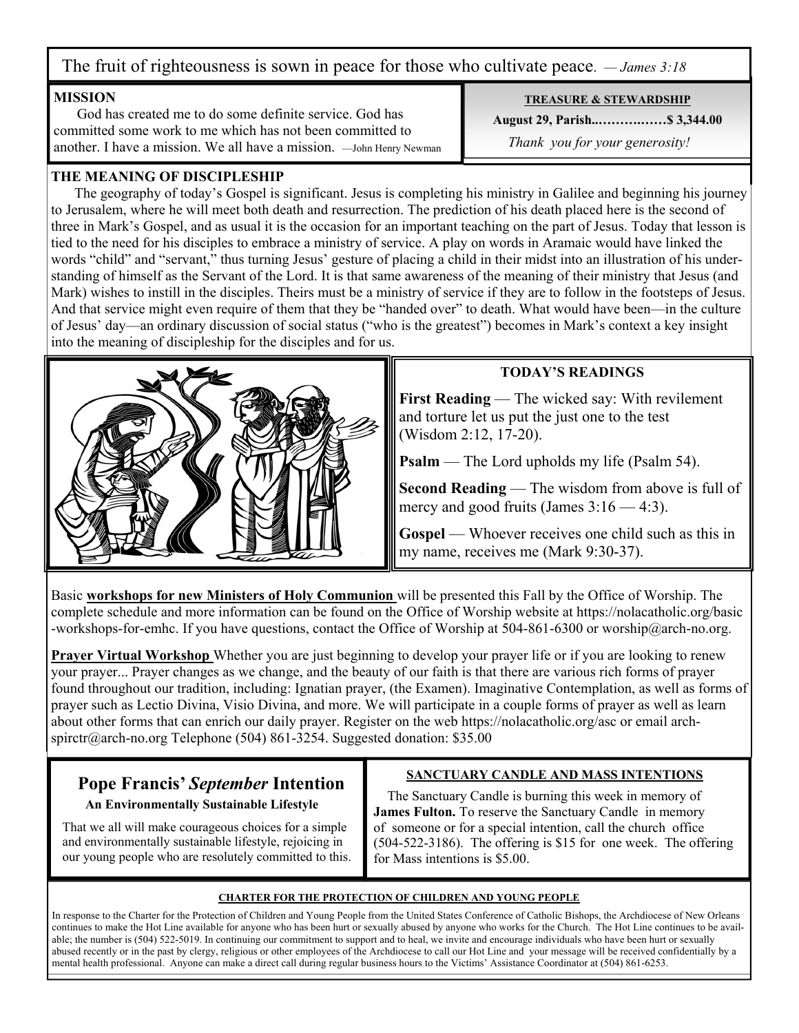The fruit of righteousness is sown in peace for those who cultivate peace. *— James 3:18*

## MISSION

God has created me to do some definite service. God has committed some work to me which has not been committed to another. I have a mission. We all have a mission. —John Henry Newman

## TREASURE & STEWARDSHIP

**August 29, Parish...……….……$ 3,344.00**

*Thank you for your generosity!*

## THE MEANING OF DISCIPLESHIP

The geography of today's Gospel is significant. Jesus is completing his ministry in Galilee and beginning his journey to Jerusalem, where he will meet both death and resurrection. The prediction of his death placed here is the second of three in Mark's Gospel, and as usual it is the occasion for an important teaching on the part of Jesus. Today that lesson is tied to the need for his disciples to embrace a ministry of service. A play on words in Aramaic would have linked the words "child" and "servant," thus turning Jesus' gesture of placing a child in their midst into an illustration of his understanding of himself as the Servant of the Lord. It is that same awareness of the meaning of their ministry that Jesus (and Mark) wishes to instill in the disciples. Theirs must be a ministry of service if they are to follow in the footsteps of Jesus. And that service might even require of them that they be "handed over" to death. What would have been—in the culture of Jesus' day—an ordinary discussion of social status ("who is the greatest") becomes in Mark's context a key insight into the meaning of discipleship for the disciples and for us.

## TODAY'S READINGS

**First Reading** — The wicked say: With revilement and torture let us put the just one to the test (Wisdom 2:12, 17-20).

**Psalm** — The Lord upholds my life (Psalm 54).

**Second Reading** — The wisdom from above is full of mercy and good fruits (James 3:16 — 4:3).

**Gospel** — Whoever receives one child such as this in my name, receives me (Mark 9:30-37).

Basic **workshops for new Ministers of Holy Communion** will be presented this Fall by the Office of Worship. The complete schedule and more information can be found on the Office of Worship website at https://nolacatholic.org/basic-workshops-for-emhc. If you have questions, contact the Office of Worship at 504-861-6300 or worship@arch-no.org.

**Prayer Virtual Workshop** Whether you are just beginning to develop your prayer life or if you are looking to renew your prayer... Prayer changes as we change, and the beauty of our faith is that there are various rich forms of prayer found throughout our tradition, including: Ignatian prayer, (the Examen). Imaginative Contemplation, as well as forms of prayer such as Lectio Divina, Visio Divina, and more. We will participate in a couple forms of prayer as well as learn about other forms that can enrich our daily prayer. Register on the web https://nolacatholic.org/asc or email arch-spirctr@arch-no.org Telephone (504) 861-3254. Suggested donation: $35.00

## Pope Francis' *September* Intention

**An Environmentally Sustainable Lifestyle**

That we all will make courageous choices for a simple and environmentally sustainable lifestyle, rejoicing in our young people who are resolutely committed to this.

## SANCTUARY CANDLE AND MASS INTENTIONS

The Sanctuary Candle is burning this week in memory of **James Fulton.** To reserve the Sanctuary Candle in memory of someone or for a special intention, call the church office (504-522-3186). The offering is $15 for one week. The offering for Mass intentions is $5.00.

## CHARTER FOR THE PROTECTION OF CHILDREN AND YOUNG PEOPLE

In response to the Charter for the Protection of Children and Young People from the United States Conference of Catholic Bishops, the Archdiocese of New Orleans continues to make the Hot Line available for anyone who has been hurt or sexually abused by anyone who works for the Church. The Hot Line continues to be available; the number is (504) 522-5019. In continuing our commitment to support and to heal, we invite and encourage individuals who have been hurt or sexually abused recently or in the past by clergy, religious or other employees of the Archdiocese to call our Hot Line and your message will be received confidentially by a mental health professional. Anyone can make a direct call during regular business hours to the Victims' Assistance Coordinator at (504) 861-6253.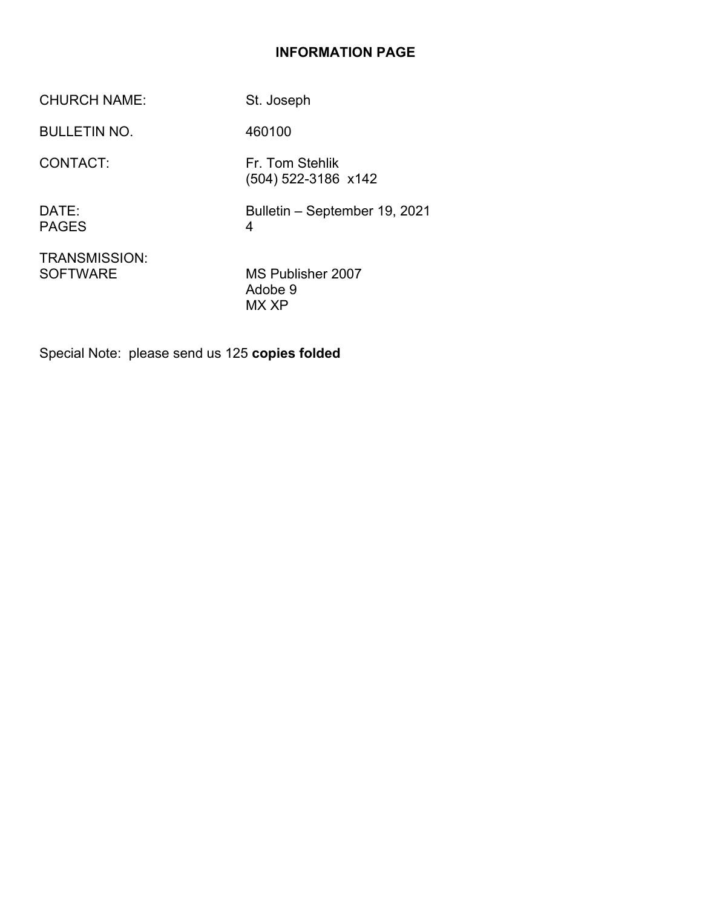# INFORMATION PAGE

| | |
|---|---|
| CHURCH NAME: | St. Joseph |
| BULLETIN NO. | 460100 |
| CONTACT: | Fr. Tom Stehlik<br>(504) 522-3186 x142 |
| DATE:<br>PAGES | Bulletin – September 19, 2021<br>4 |
| TRANSMISSION:<br>SOFTWARE | MS Publisher 2007<br>Adobe 9<br>MX XP |

Special Note: please send us 125 **copies folded**